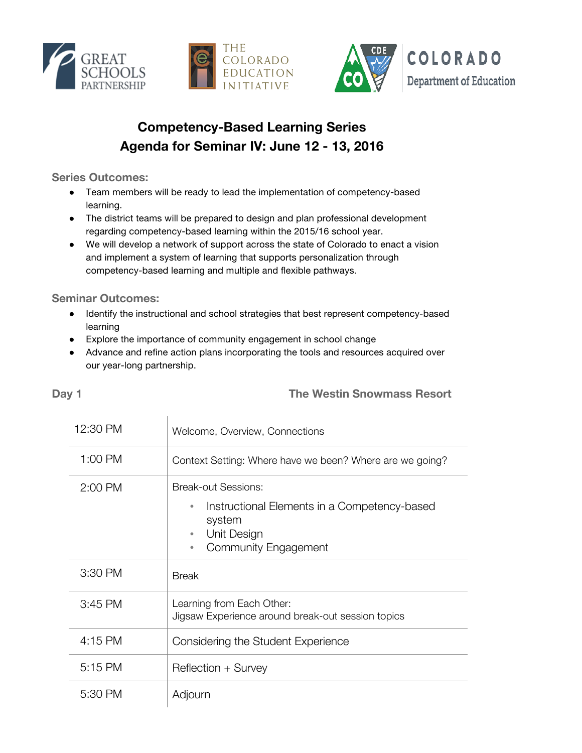# Competency-Based Learning Series
# Agenda for Seminar IV: June 12 - 13, 2016

## Series Outcomes:

- Team members will be ready to lead the implementation of competency-based learning.
- The district teams will be prepared to design and plan professional development regarding competency-based learning within the 2015/16 school year.
- We will develop a network of support across the state of Colorado to enact a vision and implement a system of learning that supports personalization through competency-based learning and multiple and flexible pathways.

## Seminar Outcomes:

- Identify the instructional and school strategies that best represent competency-based learning
- Explore the importance of community engagement in school change
- Advance and refine action plans incorporating the tools and resources acquired over our year-long partnership.

## Day 1 — The Westin Snowmass Resort

| Time | Activity |
|---|---|
| 12:30 PM | Welcome, Overview, Connections |
| 1:00 PM | Context Setting: Where have we been? Where are we going? |
| 2:00 PM | Break-out Sessions:<br>• Instructional Elements in a Competency-based system<br>• Unit Design<br>• Community Engagement |
| 3:30 PM | Break |
| 3:45 PM | Learning from Each Other:<br>Jigsaw Experience around break-out session topics |
| 4:15 PM | Considering the Student Experience |
| 5:15 PM | Reflection + Survey |
| 5:30 PM | Adjourn |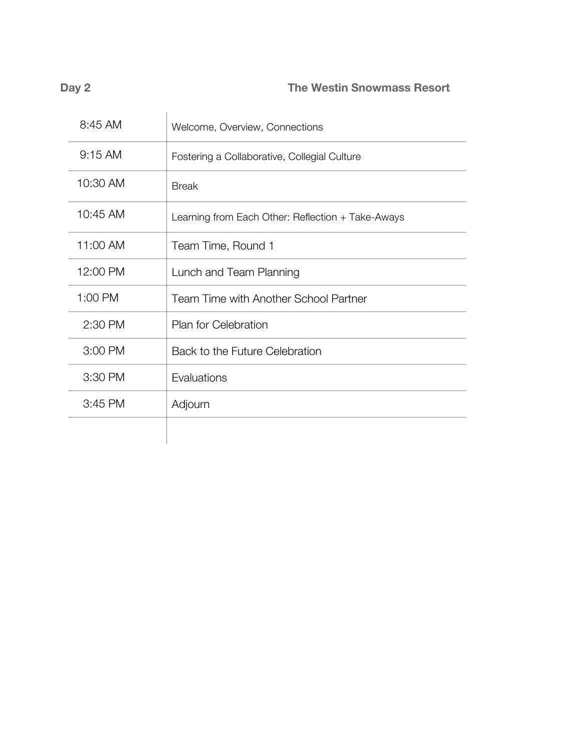**Day 2** **The Westin Snowmass Resort**

| | |
|---|---|
| 8:45 AM | Welcome, Overview, Connections |
| 9:15 AM | Fostering a Collaborative, Collegial Culture |
| 10:30 AM | Break |
| 10:45 AM | Learning from Each Other: Reflection + Take-Aways |
| 11:00 AM | Team Time, Round 1 |
| 12:00 PM | Lunch and Team Planning |
| 1:00 PM | Team Time with Another School Partner |
| 2:30 PM | Plan for Celebration |
| 3:00 PM | Back to the Future Celebration |
| 3:30 PM | Evaluations |
| 3:45 PM | Adjourn |
| | |